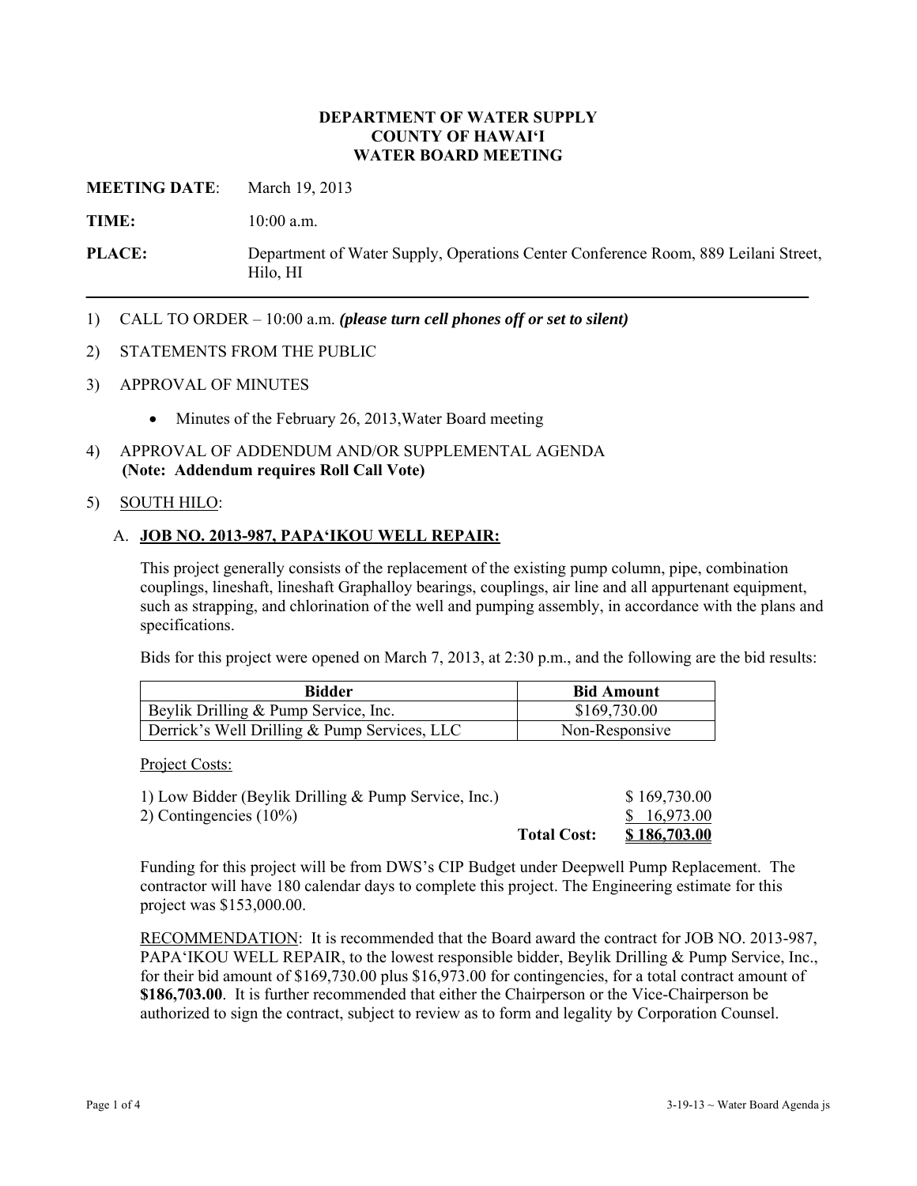**DEPARTMENT OF WATER SUPPLY**
**COUNTY OF HAWAI'I**
**WATER BOARD MEETING**

**MEETING DATE**: March 19, 2013

**TIME:** 10:00 a.m.

**PLACE:** Department of Water Supply, Operations Center Conference Room, 889 Leilani Street, Hilo, HI

---

1) CALL TO ORDER – 10:00 a.m. ***(please turn cell phones off or set to silent)***

2) STATEMENTS FROM THE PUBLIC

3) APPROVAL OF MINUTES

   - Minutes of the February 26, 2013,Water Board meeting

4) APPROVAL OF ADDENDUM AND/OR SUPPLEMENTAL AGENDA
   **(Note: Addendum requires Roll Call Vote)**

5) SOUTH HILO:

   A. **JOB NO. 2013-987, PAPA'IKOU WELL REPAIR:**

   This project generally consists of the replacement of the existing pump column, pipe, combination couplings, lineshaft, lineshaft Graphalloy bearings, couplings, air line and all appurtenant equipment, such as strapping, and chlorination of the well and pumping assembly, in accordance with the plans and specifications.

   Bids for this project were opened on March 7, 2013, at 2:30 p.m., and the following are the bid results:

| Bidder | Bid Amount |
|---|---|
| Beylik Drilling & Pump Service, Inc. | $169,730.00 |
| Derrick's Well Drilling & Pump Services, LLC | Non-Responsive |

   Project Costs:

| | | |
|---|---|---|
| 1) Low Bidder (Beylik Drilling & Pump Service, Inc.) | | $ 169,730.00 |
| 2) Contingencies (10%) | | $ 16,973.00 |
| | **Total Cost:** | **$ 186,703.00** |

   Funding for this project will be from DWS's CIP Budget under Deepwell Pump Replacement. The contractor will have 180 calendar days to complete this project. The Engineering estimate for this project was $153,000.00.

   RECOMMENDATION: It is recommended that the Board award the contract for JOB NO. 2013-987, PAPA'IKOU WELL REPAIR, to the lowest responsible bidder, Beylik Drilling & Pump Service, Inc., for their bid amount of $169,730.00 plus $16,973.00 for contingencies, for a total contract amount of **$186,703.00**. It is further recommended that either the Chairperson or the Vice-Chairperson be authorized to sign the contract, subject to review as to form and legality by Corporation Counsel.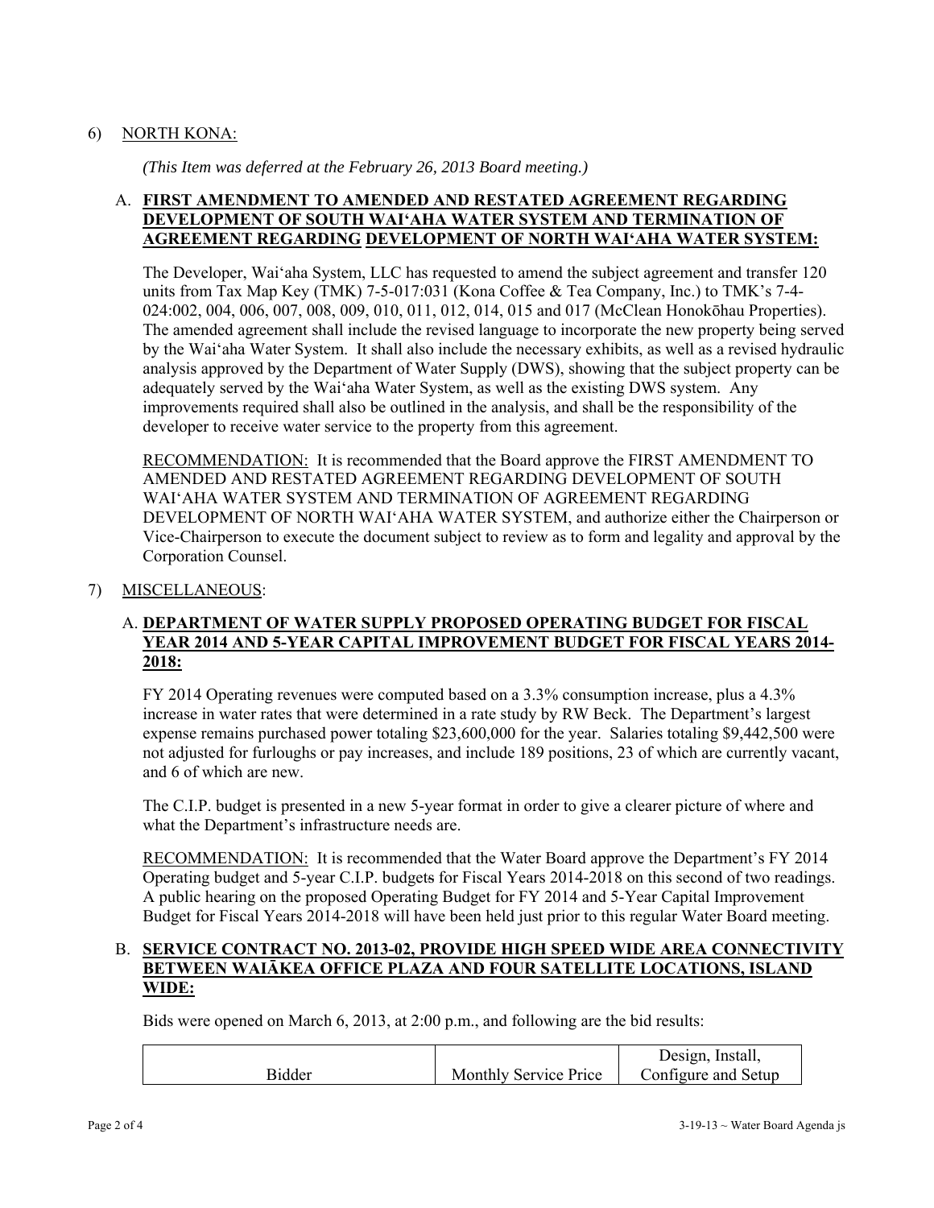6) NORTH KONA:

*(This Item was deferred at the February 26, 2013 Board meeting.)*

A. **FIRST AMENDMENT TO AMENDED AND RESTATED AGREEMENT REGARDING DEVELOPMENT OF SOUTH WAI'AHA WATER SYSTEM AND TERMINATION OF AGREEMENT REGARDING DEVELOPMENT OF NORTH WAI'AHA WATER SYSTEM:**

The Developer, Wai'aha System, LLC has requested to amend the subject agreement and transfer 120 units from Tax Map Key (TMK) 7-5-017:031 (Kona Coffee & Tea Company, Inc.) to TMK's 7-4-024:002, 004, 006, 007, 008, 009, 010, 011, 012, 014, 015 and 017 (McClean Honokōhau Properties). The amended agreement shall include the revised language to incorporate the new property being served by the Wai'aha Water System. It shall also include the necessary exhibits, as well as a revised hydraulic analysis approved by the Department of Water Supply (DWS), showing that the subject property can be adequately served by the Wai'aha Water System, as well as the existing DWS system. Any improvements required shall also be outlined in the analysis, and shall be the responsibility of the developer to receive water service to the property from this agreement.

RECOMMENDATION: It is recommended that the Board approve the FIRST AMENDMENT TO AMENDED AND RESTATED AGREEMENT REGARDING DEVELOPMENT OF SOUTH WAI'AHA WATER SYSTEM AND TERMINATION OF AGREEMENT REGARDING DEVELOPMENT OF NORTH WAI'AHA WATER SYSTEM, and authorize either the Chairperson or Vice-Chairperson to execute the document subject to review as to form and legality and approval by the Corporation Counsel.

7) MISCELLANEOUS:

A. **DEPARTMENT OF WATER SUPPLY PROPOSED OPERATING BUDGET FOR FISCAL YEAR 2014 AND 5-YEAR CAPITAL IMPROVEMENT BUDGET FOR FISCAL YEARS 2014-2018:**

FY 2014 Operating revenues were computed based on a 3.3% consumption increase, plus a 4.3% increase in water rates that were determined in a rate study by RW Beck. The Department's largest expense remains purchased power totaling $23,600,000 for the year. Salaries totaling $9,442,500 were not adjusted for furloughs or pay increases, and include 189 positions, 23 of which are currently vacant, and 6 of which are new.

The C.I.P. budget is presented in a new 5-year format in order to give a clearer picture of where and what the Department's infrastructure needs are.

RECOMMENDATION: It is recommended that the Water Board approve the Department's FY 2014 Operating budget and 5-year C.I.P. budgets for Fiscal Years 2014-2018 on this second of two readings. A public hearing on the proposed Operating Budget for FY 2014 and 5-Year Capital Improvement Budget for Fiscal Years 2014-2018 will have been held just prior to this regular Water Board meeting.

B. **SERVICE CONTRACT NO. 2013-02, PROVIDE HIGH SPEED WIDE AREA CONNECTIVITY BETWEEN WAIĀKEA OFFICE PLAZA AND FOUR SATELLITE LOCATIONS, ISLAND WIDE:**

Bids were opened on March 6, 2013, at 2:00 p.m., and following are the bid results:

| Bidder | Monthly Service Price | Design, Install, Configure and Setup |
|---|---|---|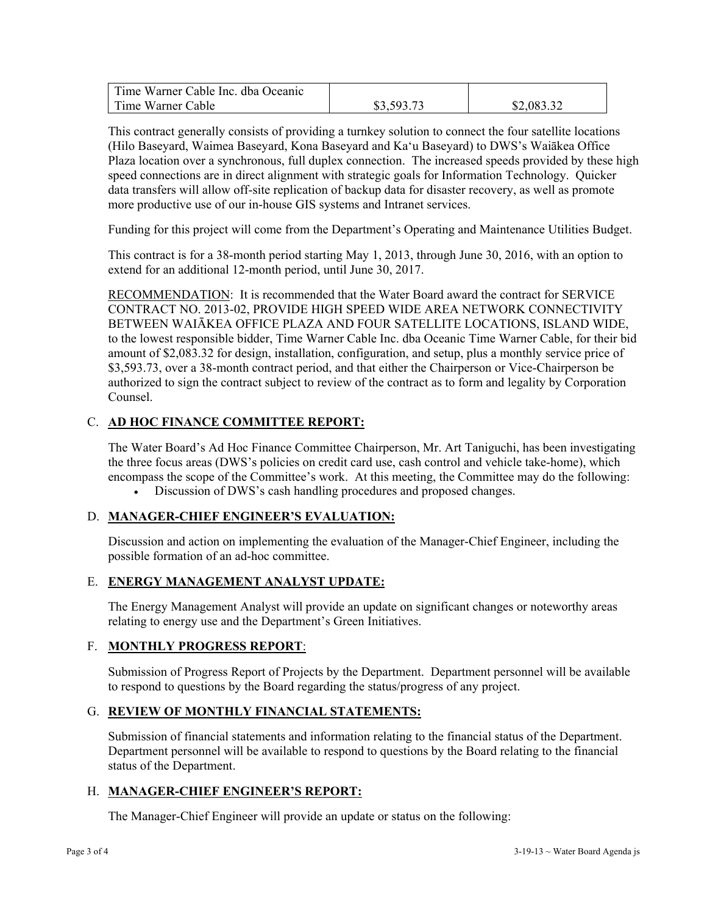| Time Warner Cable Inc. dba Oceanic Time Warner Cable | $3,593.73 | $2,083.32 |
|---|---|---|

This contract generally consists of providing a turnkey solution to connect the four satellite locations (Hilo Baseyard, Waimea Baseyard, Kona Baseyard and Ka'u Baseyard) to DWS's Waiākea Office Plaza location over a synchronous, full duplex connection. The increased speeds provided by these high speed connections are in direct alignment with strategic goals for Information Technology. Quicker data transfers will allow off-site replication of backup data for disaster recovery, as well as promote more productive use of our in-house GIS systems and Intranet services.

Funding for this project will come from the Department's Operating and Maintenance Utilities Budget.

This contract is for a 38-month period starting May 1, 2013, through June 30, 2016, with an option to extend for an additional 12-month period, until June 30, 2017.

RECOMMENDATION: It is recommended that the Water Board award the contract for SERVICE CONTRACT NO. 2013-02, PROVIDE HIGH SPEED WIDE AREA NETWORK CONNECTIVITY BETWEEN WAIĀKEA OFFICE PLAZA AND FOUR SATELLITE LOCATIONS, ISLAND WIDE, to the lowest responsible bidder, Time Warner Cable Inc. dba Oceanic Time Warner Cable, for their bid amount of $2,083.32 for design, installation, configuration, and setup, plus a monthly service price of $3,593.73, over a 38-month contract period, and that either the Chairperson or Vice-Chairperson be authorized to sign the contract subject to review of the contract as to form and legality by Corporation Counsel.

C. **AD HOC FINANCE COMMITTEE REPORT:**

The Water Board's Ad Hoc Finance Committee Chairperson, Mr. Art Taniguchi, has been investigating the three focus areas (DWS's policies on credit card use, cash control and vehicle take-home), which encompass the scope of the Committee's work. At this meeting, the Committee may do the following:

- Discussion of DWS's cash handling procedures and proposed changes.

D. **MANAGER-CHIEF ENGINEER'S EVALUATION:**

Discussion and action on implementing the evaluation of the Manager-Chief Engineer, including the possible formation of an ad-hoc committee.

E. **ENERGY MANAGEMENT ANALYST UPDATE:**

The Energy Management Analyst will provide an update on significant changes or noteworthy areas relating to energy use and the Department's Green Initiatives.

F. **MONTHLY PROGRESS REPORT**:

Submission of Progress Report of Projects by the Department. Department personnel will be available to respond to questions by the Board regarding the status/progress of any project.

G. **REVIEW OF MONTHLY FINANCIAL STATEMENTS:**

Submission of financial statements and information relating to the financial status of the Department. Department personnel will be available to respond to questions by the Board relating to the financial status of the Department.

H. **MANAGER-CHIEF ENGINEER'S REPORT:**

The Manager-Chief Engineer will provide an update or status on the following: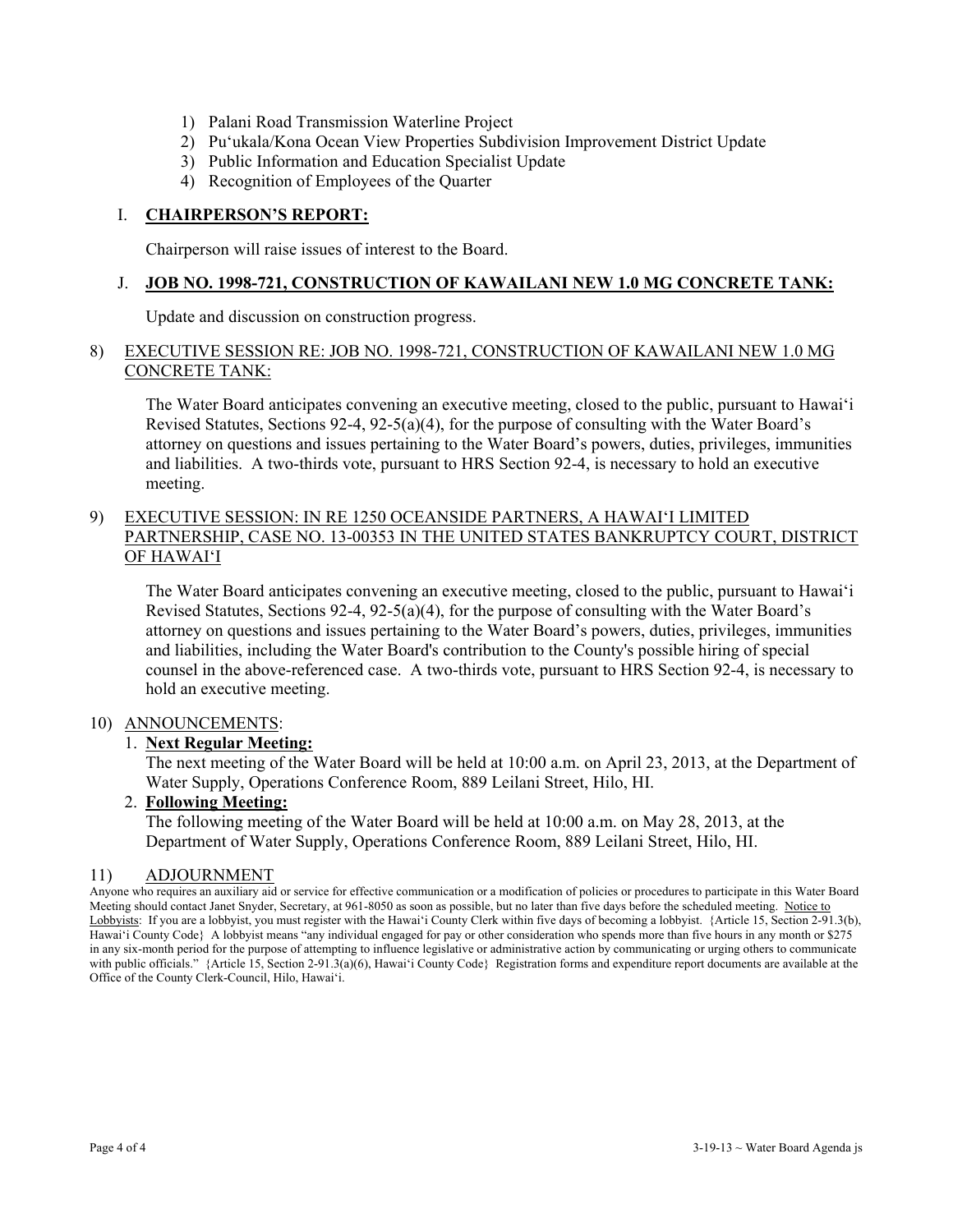1) Palani Road Transmission Waterline Project
2) Pu'ukala/Kona Ocean View Properties Subdivision Improvement District Update
3) Public Information and Education Specialist Update
4) Recognition of Employees of the Quarter

I. **CHAIRPERSON'S REPORT:**

Chairperson will raise issues of interest to the Board.

J. **JOB NO. 1998-721, CONSTRUCTION OF KAWAILANI NEW 1.0 MG CONCRETE TANK:**

Update and discussion on construction progress.

8) EXECUTIVE SESSION RE: JOB NO. 1998-721, CONSTRUCTION OF KAWAILANI NEW 1.0 MG CONCRETE TANK:

The Water Board anticipates convening an executive meeting, closed to the public, pursuant to Hawai'i Revised Statutes, Sections 92-4, 92-5(a)(4), for the purpose of consulting with the Water Board's attorney on questions and issues pertaining to the Water Board's powers, duties, privileges, immunities and liabilities. A two-thirds vote, pursuant to HRS Section 92-4, is necessary to hold an executive meeting.

9) EXECUTIVE SESSION: IN RE 1250 OCEANSIDE PARTNERS, A HAWAI'I LIMITED PARTNERSHIP, CASE NO. 13-00353 IN THE UNITED STATES BANKRUPTCY COURT, DISTRICT OF HAWAI'I

The Water Board anticipates convening an executive meeting, closed to the public, pursuant to Hawai'i Revised Statutes, Sections 92-4, 92-5(a)(4), for the purpose of consulting with the Water Board's attorney on questions and issues pertaining to the Water Board's powers, duties, privileges, immunities and liabilities, including the Water Board's contribution to the County's possible hiring of special counsel in the above-referenced case. A two-thirds vote, pursuant to HRS Section 92-4, is necessary to hold an executive meeting.

10) ANNOUNCEMENTS:

1. **Next Regular Meeting:**
   The next meeting of the Water Board will be held at 10:00 a.m. on April 23, 2013, at the Department of Water Supply, Operations Conference Room, 889 Leilani Street, Hilo, HI.
2. **Following Meeting:**
   The following meeting of the Water Board will be held at 10:00 a.m. on May 28, 2013, at the Department of Water Supply, Operations Conference Room, 889 Leilani Street, Hilo, HI.

11) ADJOURNMENT

Anyone who requires an auxiliary aid or service for effective communication or a modification of policies or procedures to participate in this Water Board Meeting should contact Janet Snyder, Secretary, at 961-8050 as soon as possible, but no later than five days before the scheduled meeting. Notice to Lobbyists: If you are a lobbyist, you must register with the Hawai'i County Clerk within five days of becoming a lobbyist. {Article 15, Section 2-91.3(b), Hawai'i County Code} A lobbyist means "any individual engaged for pay or other consideration who spends more than five hours in any month or $275 in any six-month period for the purpose of attempting to influence legislative or administrative action by communicating or urging others to communicate with public officials." {Article 15, Section 2-91.3(a)(6), Hawai'i County Code} Registration forms and expenditure report documents are available at the Office of the County Clerk-Council, Hilo, Hawai'i.